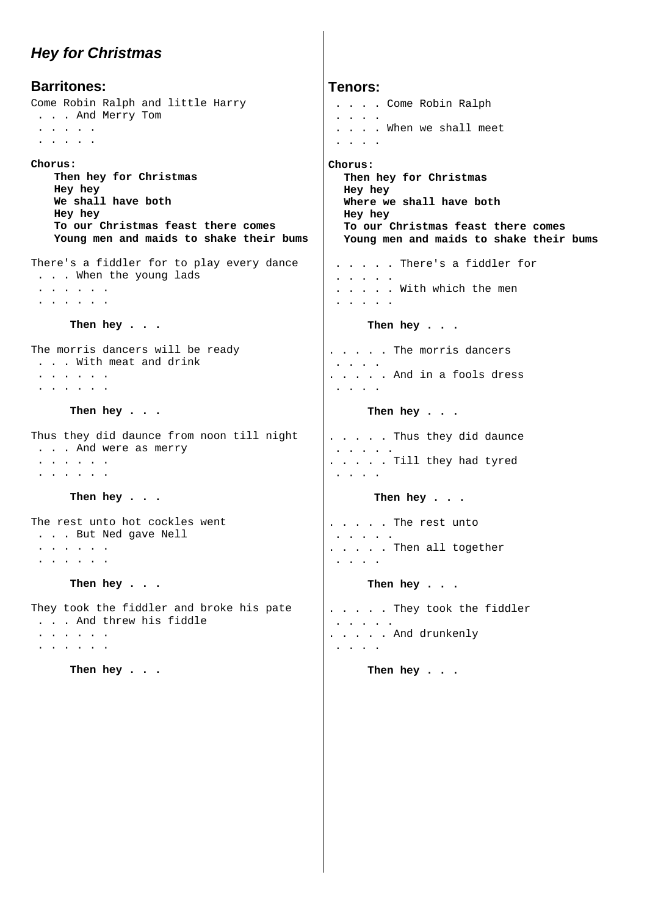# *Hey for Christmas*

## Barritones:

Come Robin Ralph and little Harry
. . . And Merry Tom
. . . . .
. . . . .

**Chorus:**
**Then hey for Christmas**
**Hey hey**
**We shall have both**
**Hey hey**
**To our Christmas feast there comes**
**Young men and maids to shake their bums**

There's a fiddler for to play every dance
. . . When the young lads
. . . . . .
. . . . . .

**Then hey . . .**

The morris dancers will be ready
. . . With meat and drink
. . . . . .
. . . . . .

**Then hey . . .**

Thus they did daunce from noon till night
. . . And were as merry
. . . . . .
. . . . . .

**Then hey . . .**

The rest unto hot cockles went
. . . But Ned gave Nell
. . . . . .
. . . . . .

**Then hey . . .**

They took the fiddler and broke his pate
. . . And threw his fiddle
. . . . . .
. . . . . .

**Then hey . . .**

## Tenors:

. . . . Come Robin Ralph
. . . .
. . . . When we shall meet
. . . .

**Chorus:**
**Then hey for Christmas**
**Hey hey**
**Where we shall have both**
**Hey hey**
**To our Christmas feast there comes**
**Young men and maids to shake their bums**

. . . . . There's a fiddler for
. . . . .
. . . . . With which the men
. . . . .

**Then hey . . .**

. . . . . The morris dancers
. . . .
. . . . . And in a fools dress
. . . .

**Then hey . . .**

. . . . . Thus they did daunce
. . . . .
. . . . . Till they had tyred
. . . .

**Then hey . . .**

. . . . . The rest unto
. . . . .
. . . . . Then all together
. . . .

**Then hey . . .**

. . . . . They took the fiddler
. . . . .
. . . . . And drunkenly
. . . .

**Then hey . . .**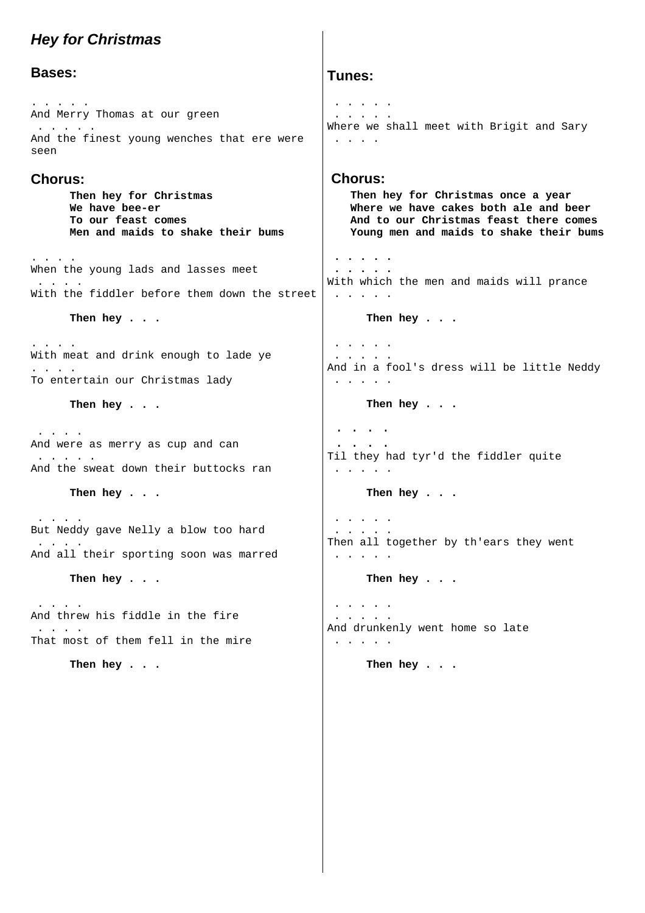## *Hey for Christmas*

### Bases:

. . . . .
And Merry Thomas at our green
. . . . .
And the finest young wenches that ere were seen

### Chorus:

**Then hey for Christmas**
**We have bee-er**
**To our feast comes**
**Men and maids to shake their bums**

. . . .
When the young lads and lasses meet
. . . .
With the fiddler before them down the street

**Then hey . . .**

. . . .
With meat and drink enough to lade ye
. . . .
To entertain our Christmas lady

**Then hey . . .**

. . . .
And were as merry as cup and can
. . . . .
And the sweat down their buttocks ran

**Then hey . . .**

. . . .
But Neddy gave Nelly a blow too hard
. . . .
And all their sporting soon was marred

**Then hey . . .**

. . . .
And threw his fiddle in the fire
. . . .
That most of them fell in the mire

**Then hey . . .**

### Tunes:

. . . . .
. . . . .
Where we shall meet with Brigit and Sary
. . . .

### Chorus:

**Then hey for Christmas once a year**
**Where we have cakes both ale and beer**
**And to our Christmas feast there comes**
**Young men and maids to shake their bums**

. . . . .
. . . . .
With which the men and maids will prance
. . . . .

**Then hey . . .**

. . . . .
. . . . .
And in a fool's dress will be little Neddy
. . . . .

**Then hey . . .**

. . . .
. . . .
Til they had tyr'd the fiddler quite
. . . . .

**Then hey . . .**

. . . . .
. . . . .
Then all together by th'ears they went
. . . . .

**Then hey . . .**

. . . . .
. . . . .
And drunkenly went home so late
. . . . .

**Then hey . . .**